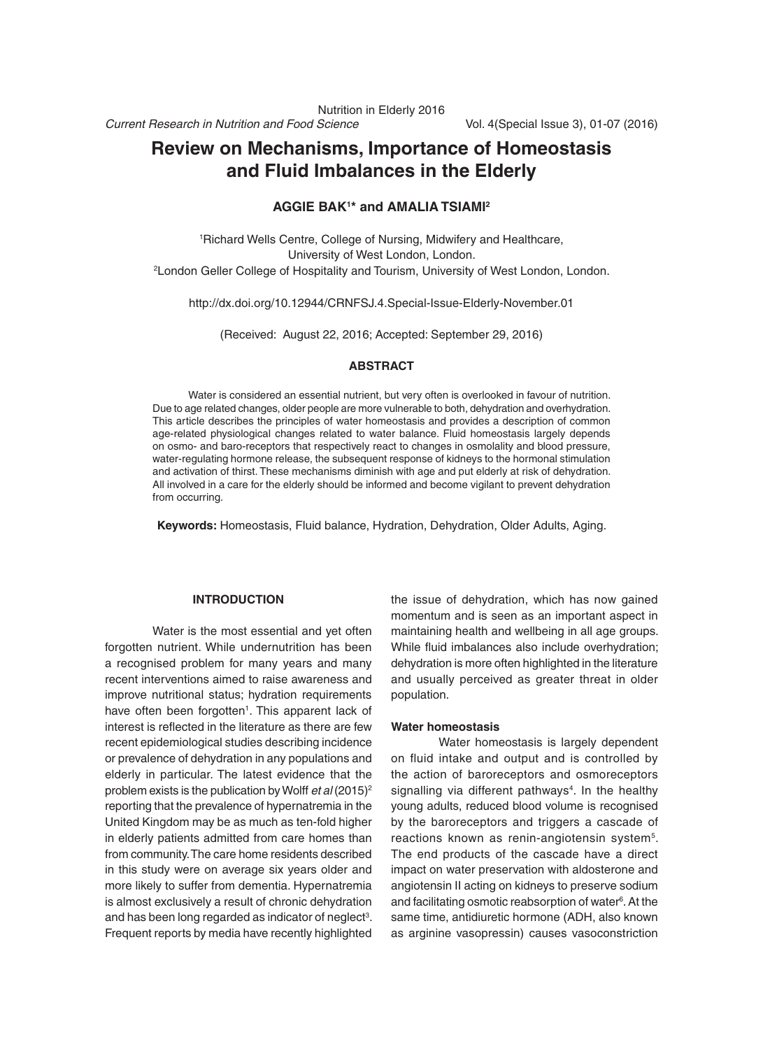# Review on Mechanisms, Importance of Homeostasis and Fluid Imbalances in the Elderly

**AGGIE BAK[1]* and AMALIA TSIAMI[2]**

[1]Richard Wells Centre, College of Nursing, Midwifery and Healthcare, University of West London, London.
[2]London Geller College of Hospitality and Tourism, University of West London, London.

http://dx.doi.org/10.12944/CRNFSJ.4.Special-Issue-Elderly-November.01

(Received: August 22, 2016; Accepted: September 29, 2016)

## ABSTRACT

Water is considered an essential nutrient, but very often is overlooked in favour of nutrition. Due to age related changes, older people are more vulnerable to both, dehydration and overhydration. This article describes the principles of water homeostasis and provides a description of common age-related physiological changes related to water balance. Fluid homeostasis largely depends on osmo- and baro-receptors that respectively react to changes in osmolality and blood pressure, water-regulating hormone release, the subsequent response of kidneys to the hormonal stimulation and activation of thirst. These mechanisms diminish with age and put elderly at risk of dehydration. All involved in a care for the elderly should be informed and become vigilant to prevent dehydration from occurring.

**Keywords:** Homeostasis, Fluid balance, Hydration, Dehydration, Older Adults, Aging.

## INTRODUCTION

Water is the most essential and yet often forgotten nutrient. While undernutrition has been a recognised problem for many years and many recent interventions aimed to raise awareness and improve nutritional status; hydration requirements have often been forgotten[1]. This apparent lack of interest is reflected in the literature as there are few recent epidemiological studies describing incidence or prevalence of dehydration in any populations and elderly in particular. The latest evidence that the problem exists is the publication by Wolff *et al* (2015)[2] reporting that the prevalence of hypernatremia in the United Kingdom may be as much as ten-fold higher in elderly patients admitted from care homes than from community. The care home residents described in this study were on average six years older and more likely to suffer from dementia. Hypernatremia is almost exclusively a result of chronic dehydration and has been long regarded as indicator of neglect[3]. Frequent reports by media have recently highlighted the issue of dehydration, which has now gained momentum and is seen as an important aspect in maintaining health and wellbeing in all age groups. While fluid imbalances also include overhydration; dehydration is more often highlighted in the literature and usually perceived as greater threat in older population.

### Water homeostasis

Water homeostasis is largely dependent on fluid intake and output and is controlled by the action of baroreceptors and osmoreceptors signalling via different pathways[4]. In the healthy young adults, reduced blood volume is recognised by the baroreceptors and triggers a cascade of reactions known as renin-angiotensin system[5]. The end products of the cascade have a direct impact on water preservation with aldosterone and angiotensin II acting on kidneys to preserve sodium and facilitating osmotic reabsorption of water[6]. At the same time, antidiuretic hormone (ADH, also known as arginine vasopressin) causes vasoconstriction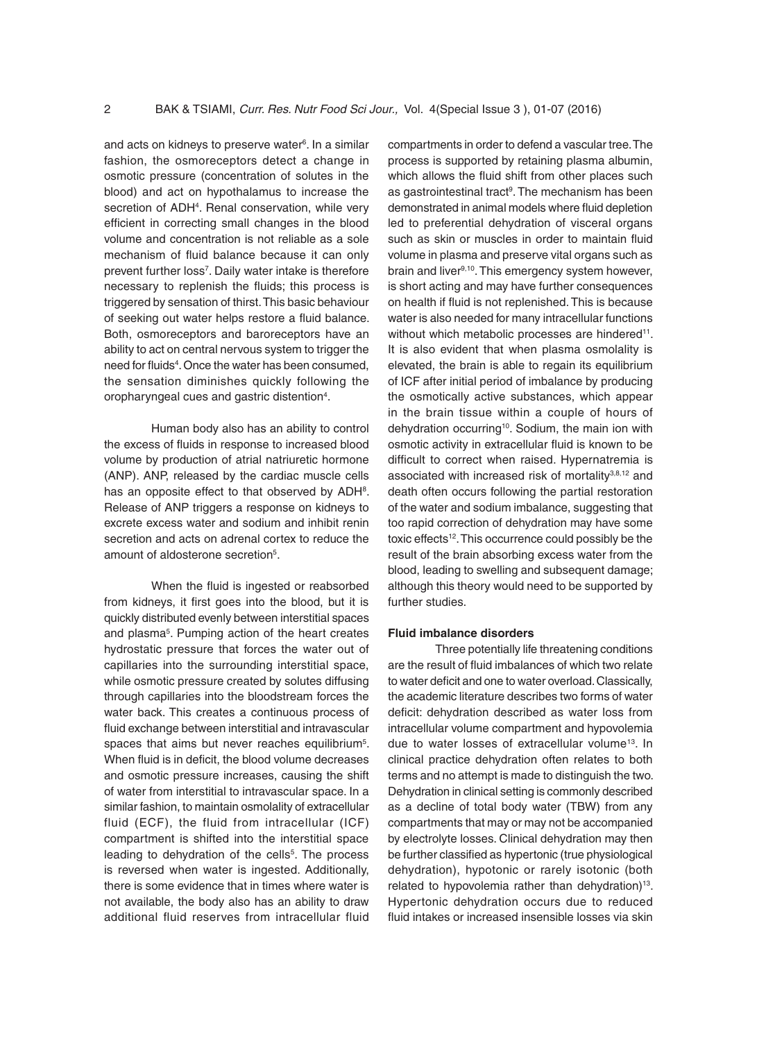and acts on kidneys to preserve water[6]. In a similar fashion, the osmoreceptors detect a change in osmotic pressure (concentration of solutes in the blood) and act on hypothalamus to increase the secretion of ADH[4]. Renal conservation, while very efficient in correcting small changes in the blood volume and concentration is not reliable as a sole mechanism of fluid balance because it can only prevent further loss[7]. Daily water intake is therefore necessary to replenish the fluids; this process is triggered by sensation of thirst. This basic behaviour of seeking out water helps restore a fluid balance. Both, osmoreceptors and baroreceptors have an ability to act on central nervous system to trigger the need for fluids[4]. Once the water has been consumed, the sensation diminishes quickly following the oropharyngeal cues and gastric distention[4].

Human body also has an ability to control the excess of fluids in response to increased blood volume by production of atrial natriuretic hormone (ANP). ANP, released by the cardiac muscle cells has an opposite effect to that observed by ADH[8]. Release of ANP triggers a response on kidneys to excrete excess water and sodium and inhibit renin secretion and acts on adrenal cortex to reduce the amount of aldosterone secretion[5].

When the fluid is ingested or reabsorbed from kidneys, it first goes into the blood, but it is quickly distributed evenly between interstitial spaces and plasma[5]. Pumping action of the heart creates hydrostatic pressure that forces the water out of capillaries into the surrounding interstitial space, while osmotic pressure created by solutes diffusing through capillaries into the bloodstream forces the water back. This creates a continuous process of fluid exchange between interstitial and intravascular spaces that aims but never reaches equilibrium[5]. When fluid is in deficit, the blood volume decreases and osmotic pressure increases, causing the shift of water from interstitial to intravascular space. In a similar fashion, to maintain osmolality of extracellular fluid (ECF), the fluid from intracellular (ICF) compartment is shifted into the interstitial space leading to dehydration of the cells[5]. The process is reversed when water is ingested. Additionally, there is some evidence that in times where water is not available, the body also has an ability to draw additional fluid reserves from intracellular fluid compartments in order to defend a vascular tree. The process is supported by retaining plasma albumin, which allows the fluid shift from other places such as gastrointestinal tract[9]. The mechanism has been demonstrated in animal models where fluid depletion led to preferential dehydration of visceral organs such as skin or muscles in order to maintain fluid volume in plasma and preserve vital organs such as brain and liver[9,10]. This emergency system however, is short acting and may have further consequences on health if fluid is not replenished. This is because water is also needed for many intracellular functions without which metabolic processes are hindered[11]. It is also evident that when plasma osmolality is elevated, the brain is able to regain its equilibrium of ICF after initial period of imbalance by producing the osmotically active substances, which appear in the brain tissue within a couple of hours of dehydration occurring[10]. Sodium, the main ion with osmotic activity in extracellular fluid is known to be difficult to correct when raised. Hypernatremia is associated with increased risk of mortality[3,8,12] and death often occurs following the partial restoration of the water and sodium imbalance, suggesting that too rapid correction of dehydration may have some toxic effects[12]. This occurrence could possibly be the result of the brain absorbing excess water from the blood, leading to swelling and subsequent damage; although this theory would need to be supported by further studies.

### Fluid imbalance disorders

Three potentially life threatening conditions are the result of fluid imbalances of which two relate to water deficit and one to water overload. Classically, the academic literature describes two forms of water deficit: dehydration described as water loss from intracellular volume compartment and hypovolemia due to water losses of extracellular volume[13]. In clinical practice dehydration often relates to both terms and no attempt is made to distinguish the two. Dehydration in clinical setting is commonly described as a decline of total body water (TBW) from any compartments that may or may not be accompanied by electrolyte losses. Clinical dehydration may then be further classified as hypertonic (true physiological dehydration), hypotonic or rarely isotonic (both related to hypovolemia rather than dehydration)[13]. Hypertonic dehydration occurs due to reduced fluid intakes or increased insensible losses via skin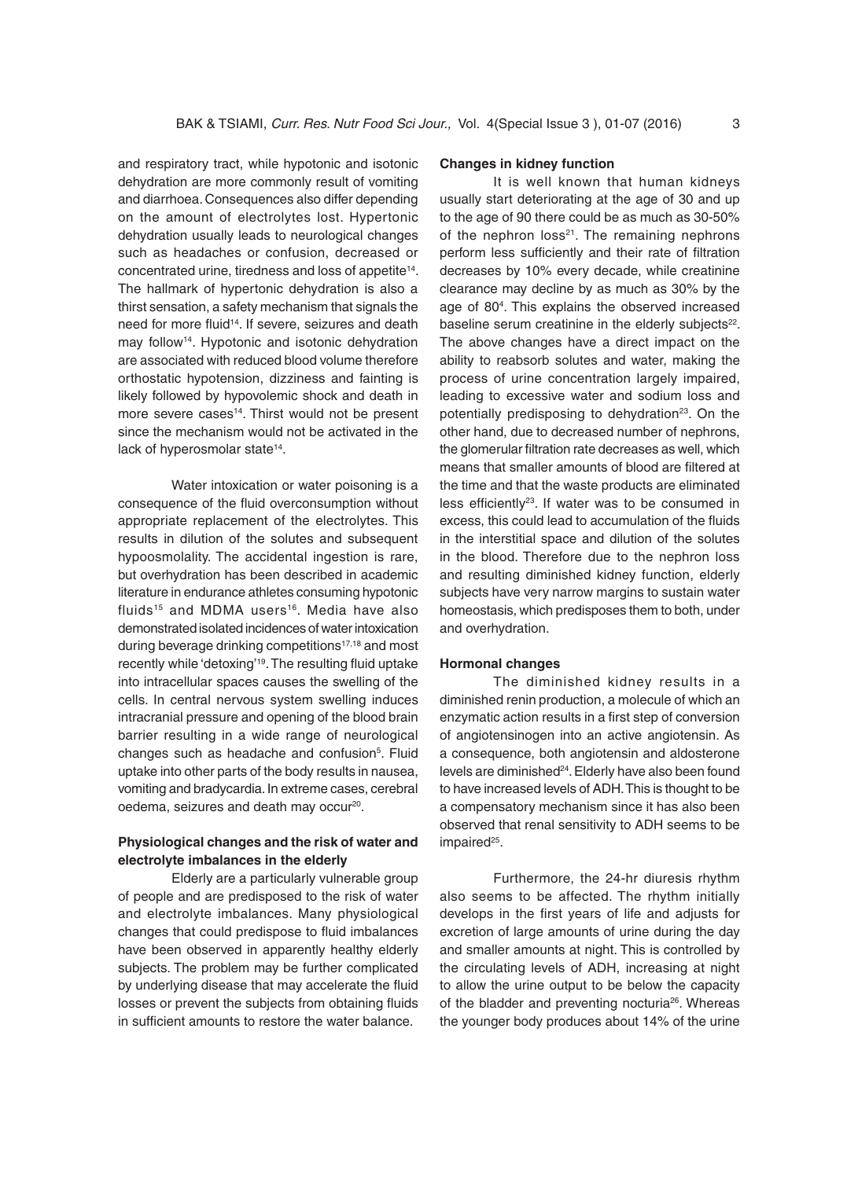and respiratory tract, while hypotonic and isotonic dehydration are more commonly result of vomiting and diarrhoea. Consequences also differ depending on the amount of electrolytes lost. Hypertonic dehydration usually leads to neurological changes such as headaches or confusion, decreased or concentrated urine, tiredness and loss of appetite[14]. The hallmark of hypertonic dehydration is also a thirst sensation, a safety mechanism that signals the need for more fluid[14]. If severe, seizures and death may follow[14]. Hypotonic and isotonic dehydration are associated with reduced blood volume therefore orthostatic hypotension, dizziness and fainting is likely followed by hypovolemic shock and death in more severe cases[14]. Thirst would not be present since the mechanism would not be activated in the lack of hyperosmolar state[14].

Water intoxication or water poisoning is a consequence of the fluid overconsumption without appropriate replacement of the electrolytes. This results in dilution of the solutes and subsequent hypoosmolality. The accidental ingestion is rare, but overhydration has been described in academic literature in endurance athletes consuming hypotonic fluids[15] and MDMA users[16]. Media have also demonstrated isolated incidences of water intoxication during beverage drinking competitions[17,18] and most recently while 'detoxing'[19]. The resulting fluid uptake into intracellular spaces causes the swelling of the cells. In central nervous system swelling induces intracranial pressure and opening of the blood brain barrier resulting in a wide range of neurological changes such as headache and confusion[5]. Fluid uptake into other parts of the body results in nausea, vomiting and bradycardia. In extreme cases, cerebral oedema, seizures and death may occur[20].

## Physiological changes and the risk of water and electrolyte imbalances in the elderly

Elderly are a particularly vulnerable group of people and are predisposed to the risk of water and electrolyte imbalances. Many physiological changes that could predispose to fluid imbalances have been observed in apparently healthy elderly subjects. The problem may be further complicated by underlying disease that may accelerate the fluid losses or prevent the subjects from obtaining fluids in sufficient amounts to restore the water balance.

### Changes in kidney function

It is well known that human kidneys usually start deteriorating at the age of 30 and up to the age of 90 there could be as much as 30-50% of the nephron loss[21]. The remaining nephrons perform less sufficiently and their rate of filtration decreases by 10% every decade, while creatinine clearance may decline by as much as 30% by the age of 80[4]. This explains the observed increased baseline serum creatinine in the elderly subjects[22]. The above changes have a direct impact on the ability to reabsorb solutes and water, making the process of urine concentration largely impaired, leading to excessive water and sodium loss and potentially predisposing to dehydration[23]. On the other hand, due to decreased number of nephrons, the glomerular filtration rate decreases as well, which means that smaller amounts of blood are filtered at the time and that the waste products are eliminated less efficiently[23]. If water was to be consumed in excess, this could lead to accumulation of the fluids in the interstitial space and dilution of the solutes in the blood. Therefore due to the nephron loss and resulting diminished kidney function, elderly subjects have very narrow margins to sustain water homeostasis, which predisposes them to both, under and overhydration.

### Hormonal changes

The diminished kidney results in a diminished renin production, a molecule of which an enzymatic action results in a first step of conversion of angiotensinogen into an active angiotensin. As a consequence, both angiotensin and aldosterone levels are diminished[24]. Elderly have also been found to have increased levels of ADH. This is thought to be a compensatory mechanism since it has also been observed that renal sensitivity to ADH seems to be impaired[25].

Furthermore, the 24-hr diuresis rhythm also seems to be affected. The rhythm initially develops in the first years of life and adjusts for excretion of large amounts of urine during the day and smaller amounts at night. This is controlled by the circulating levels of ADH, increasing at night to allow the urine output to be below the capacity of the bladder and preventing nocturia[26]. Whereas the younger body produces about 14% of the urine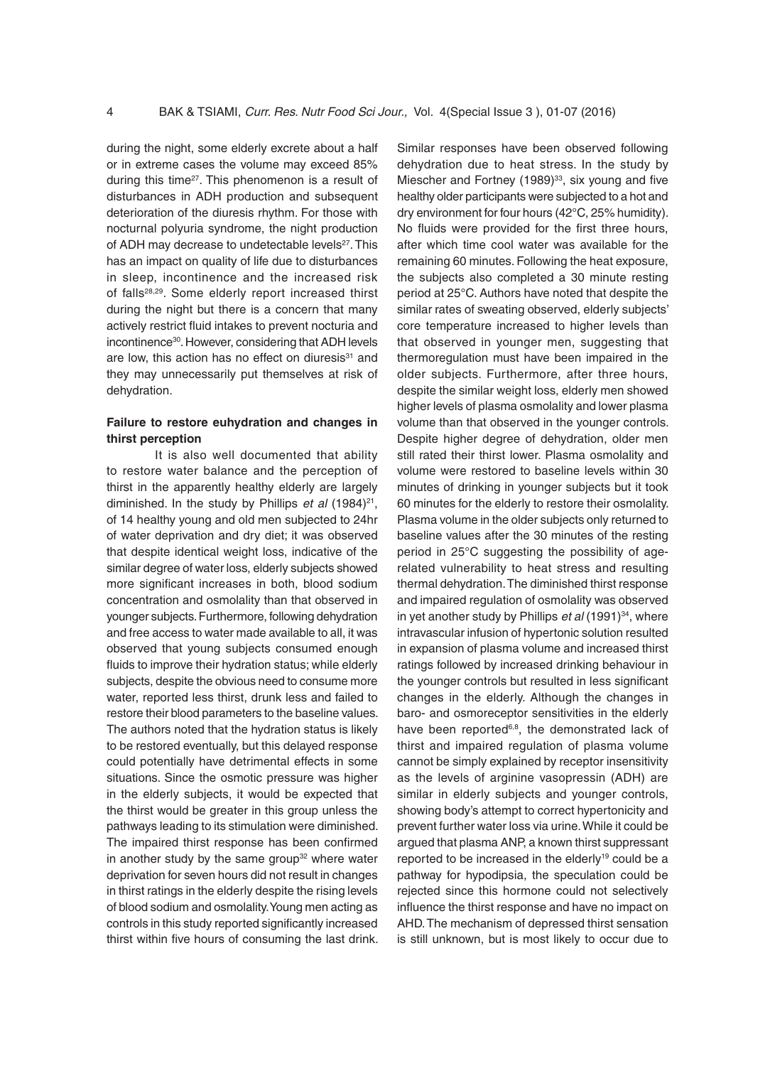during the night, some elderly excrete about a half or in extreme cases the volume may exceed 85% during this time[27]. This phenomenon is a result of disturbances in ADH production and subsequent deterioration of the diuresis rhythm. For those with nocturnal polyuria syndrome, the night production of ADH may decrease to undetectable levels[27]. This has an impact on quality of life due to disturbances in sleep, incontinence and the increased risk of falls[28,29]. Some elderly report increased thirst during the night but there is a concern that many actively restrict fluid intakes to prevent nocturia and incontinence[30]. However, considering that ADH levels are low, this action has no effect on diuresis[31] and they may unnecessarily put themselves at risk of dehydration.

### Failure to restore euhydration and changes in thirst perception

It is also well documented that ability to restore water balance and the perception of thirst in the apparently healthy elderly are largely diminished. In the study by Phillips *et al* (1984)[21], of 14 healthy young and old men subjected to 24hr of water deprivation and dry diet; it was observed that despite identical weight loss, indicative of the similar degree of water loss, elderly subjects showed more significant increases in both, blood sodium concentration and osmolality than that observed in younger subjects. Furthermore, following dehydration and free access to water made available to all, it was observed that young subjects consumed enough fluids to improve their hydration status; while elderly subjects, despite the obvious need to consume more water, reported less thirst, drunk less and failed to restore their blood parameters to the baseline values. The authors noted that the hydration status is likely to be restored eventually, but this delayed response could potentially have detrimental effects in some situations. Since the osmotic pressure was higher in the elderly subjects, it would be expected that the thirst would be greater in this group unless the pathways leading to its stimulation were diminished. The impaired thirst response has been confirmed in another study by the same group[32] where water deprivation for seven hours did not result in changes in thirst ratings in the elderly despite the rising levels of blood sodium and osmolality. Young men acting as controls in this study reported significantly increased thirst within five hours of consuming the last drink.

Similar responses have been observed following dehydration due to heat stress. In the study by Miescher and Fortney (1989)[33], six young and five healthy older participants were subjected to a hot and dry environment for four hours (42°C, 25% humidity). No fluids were provided for the first three hours, after which time cool water was available for the remaining 60 minutes. Following the heat exposure, the subjects also completed a 30 minute resting period at 25°C. Authors have noted that despite the similar rates of sweating observed, elderly subjects' core temperature increased to higher levels than that observed in younger men, suggesting that thermoregulation must have been impaired in the older subjects. Furthermore, after three hours, despite the similar weight loss, elderly men showed higher levels of plasma osmolality and lower plasma volume than that observed in the younger controls. Despite higher degree of dehydration, older men still rated their thirst lower. Plasma osmolality and volume were restored to baseline levels within 30 minutes of drinking in younger subjects but it took 60 minutes for the elderly to restore their osmolality. Plasma volume in the older subjects only returned to baseline values after the 30 minutes of the resting period in 25°C suggesting the possibility of age-related vulnerability to heat stress and resulting thermal dehydration. The diminished thirst response and impaired regulation of osmolality was observed in yet another study by Phillips *et al* (1991)[34], where intravascular infusion of hypertonic solution resulted in expansion of plasma volume and increased thirst ratings followed by increased drinking behaviour in the younger controls but resulted in less significant changes in the elderly. Although the changes in baro- and osmoreceptor sensitivities in the elderly have been reported[6,8], the demonstrated lack of thirst and impaired regulation of plasma volume cannot be simply explained by receptor insensitivity as the levels of arginine vasopressin (ADH) are similar in elderly subjects and younger controls, showing body's attempt to correct hypertonicity and prevent further water loss via urine. While it could be argued that plasma ANP, a known thirst suppressant reported to be increased in the elderly[19] could be a pathway for hypodipsia, the speculation could be rejected since this hormone could not selectively influence the thirst response and have no impact on AHD. The mechanism of depressed thirst sensation is still unknown, but is most likely to occur due to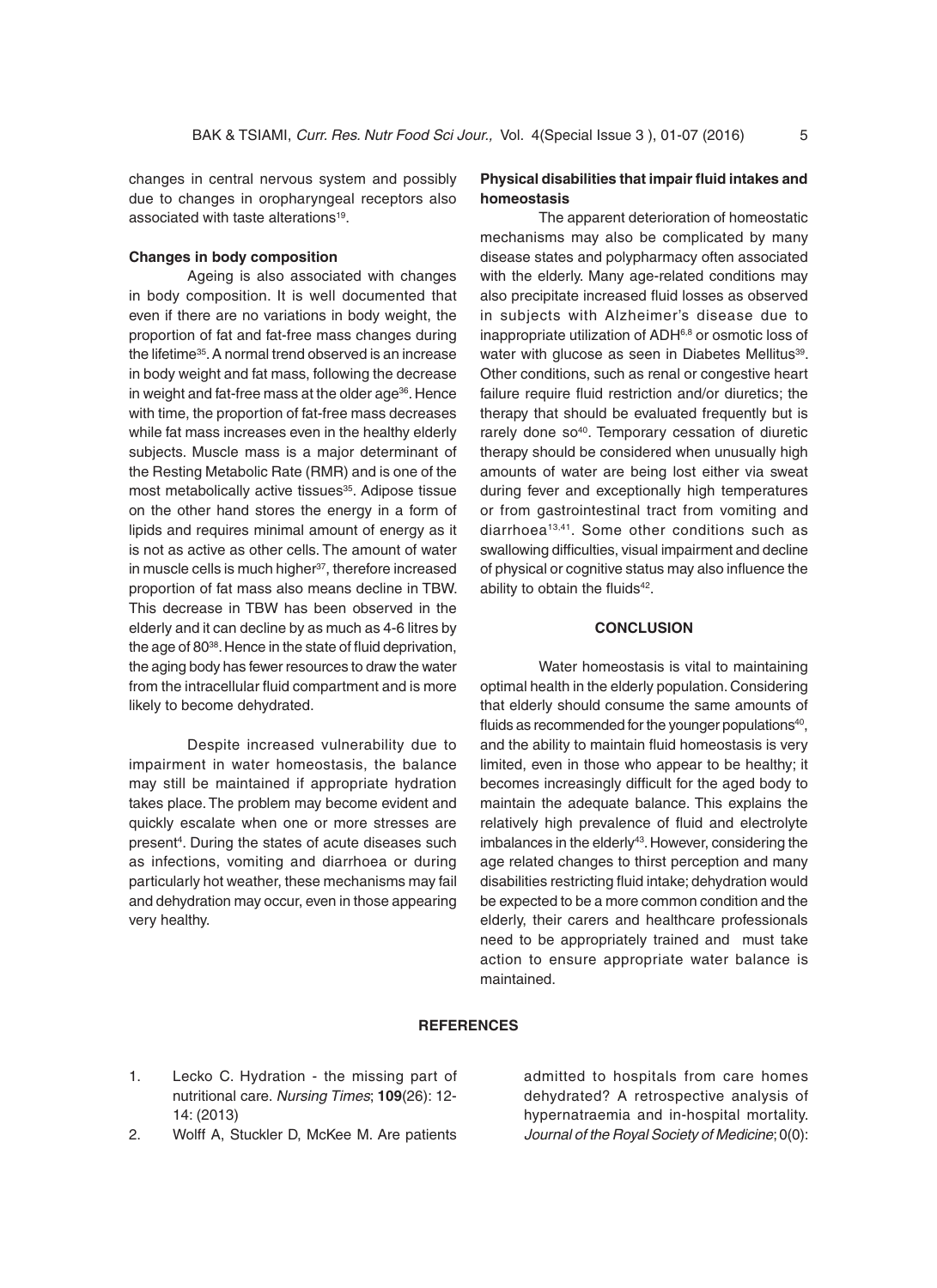changes in central nervous system and possibly due to changes in oropharyngeal receptors also associated with taste alterations[19].

**Changes in body composition**

Ageing is also associated with changes in body composition. It is well documented that even if there are no variations in body weight, the proportion of fat and fat-free mass changes during the lifetime[35]. A normal trend observed is an increase in body weight and fat mass, following the decrease in weight and fat-free mass at the older age[36]. Hence with time, the proportion of fat-free mass decreases while fat mass increases even in the healthy elderly subjects. Muscle mass is a major determinant of the Resting Metabolic Rate (RMR) and is one of the most metabolically active tissues[35]. Adipose tissue on the other hand stores the energy in a form of lipids and requires minimal amount of energy as it is not as active as other cells. The amount of water in muscle cells is much higher[37], therefore increased proportion of fat mass also means decline in TBW. This decrease in TBW has been observed in the elderly and it can decline by as much as 4-6 litres by the age of 80[38]. Hence in the state of fluid deprivation, the aging body has fewer resources to draw the water from the intracellular fluid compartment and is more likely to become dehydrated.

Despite increased vulnerability due to impairment in water homeostasis, the balance may still be maintained if appropriate hydration takes place. The problem may become evident and quickly escalate when one or more stresses are present[4]. During the states of acute diseases such as infections, vomiting and diarrhoea or during particularly hot weather, these mechanisms may fail and dehydration may occur, even in those appearing very healthy.

**Physical disabilities that impair fluid intakes and homeostasis**

The apparent deterioration of homeostatic mechanisms may also be complicated by many disease states and polypharmacy often associated with the elderly. Many age-related conditions may also precipitate increased fluid losses as observed in subjects with Alzheimer's disease due to inappropriate utilization of ADH[6,8] or osmotic loss of water with glucose as seen in Diabetes Mellitus[39]. Other conditions, such as renal or congestive heart failure require fluid restriction and/or diuretics; the therapy that should be evaluated frequently but is rarely done so[40]. Temporary cessation of diuretic therapy should be considered when unusually high amounts of water are being lost either via sweat during fever and exceptionally high temperatures or from gastrointestinal tract from vomiting and diarrhoea[13,41]. Some other conditions such as swallowing difficulties, visual impairment and decline of physical or cognitive status may also influence the ability to obtain the fluids[42].

## CONCLUSION

Water homeostasis is vital to maintaining optimal health in the elderly population. Considering that elderly should consume the same amounts of fluids as recommended for the younger populations[40], and the ability to maintain fluid homeostasis is very limited, even in those who appear to be healthy; it becomes increasingly difficult for the aged body to maintain the adequate balance. This explains the relatively high prevalence of fluid and electrolyte imbalances in the elderly[43]. However, considering the age related changes to thirst perception and many disabilities restricting fluid intake; dehydration would be expected to be a more common condition and the elderly, their carers and healthcare professionals need to be appropriately trained and must take action to ensure appropriate water balance is maintained.

## REFERENCES

1. Lecko C. Hydration - the missing part of nutritional care. *Nursing Times*; **109**(26): 12-14: (2013)
2. Wolff A, Stuckler D, McKee M. Are patients admitted to hospitals from care homes dehydrated? A retrospective analysis of hypernatraemia and in-hospital mortality. *Journal of the Royal Society of Medicine*; 0(0):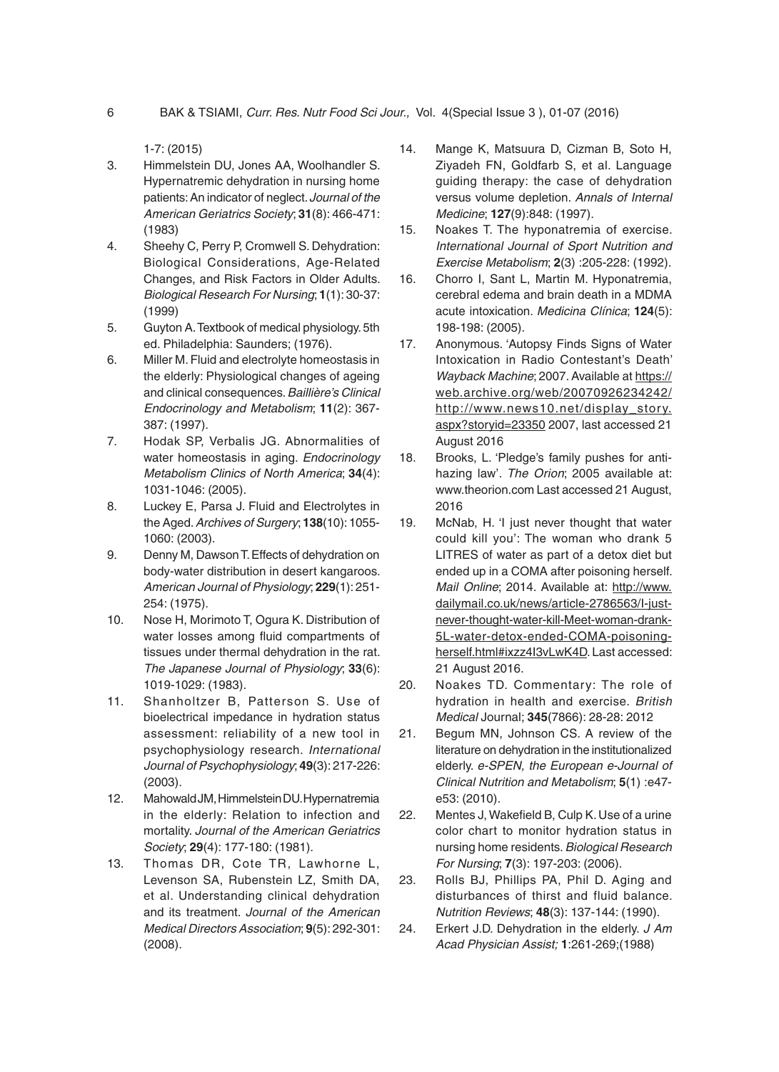1-7: (2015)

3. Himmelstein DU, Jones AA, Woolhandler S. Hypernatremic dehydration in nursing home patients: An indicator of neglect. *Journal of the American Geriatrics Society*; **31**(8): 466-471: (1983)
4. Sheehy C, Perry P, Cromwell S. Dehydration: Biological Considerations, Age-Related Changes, and Risk Factors in Older Adults. *Biological Research For Nursing*; **1**(1): 30-37: (1999)
5. Guyton A. Textbook of medical physiology. 5th ed. Philadelphia: Saunders; (1976).
6. Miller M. Fluid and electrolyte homeostasis in the elderly: Physiological changes of ageing and clinical consequences. *Baillière's Clinical Endocrinology and Metabolism*; **11**(2): 367-387: (1997).
7. Hodak SP, Verbalis JG. Abnormalities of water homeostasis in aging. *Endocrinology Metabolism Clinics of North America*; **34**(4): 1031-1046: (2005).
8. Luckey E, Parsa J. Fluid and Electrolytes in the Aged. *Archives of Surgery*; **138**(10): 1055-1060: (2003).
9. Denny M, Dawson T. Effects of dehydration on body-water distribution in desert kangaroos. *American Journal of Physiology*; **229**(1): 251-254: (1975).
10. Nose H, Morimoto T, Ogura K. Distribution of water losses among fluid compartments of tissues under thermal dehydration in the rat. *The Japanese Journal of Physiology*; **33**(6): 1019-1029: (1983).
11. Shanholtzer B, Patterson S. Use of bioelectrical impedance in hydration status assessment: reliability of a new tool in psychophysiology research. *International Journal of Psychophysiology*; **49**(3): 217-226: (2003).
12. Mahowald JM, Himmelstein DU. Hypernatremia in the elderly: Relation to infection and mortality. *Journal of the American Geriatrics Society*; **29**(4): 177-180: (1981).
13. Thomas DR, Cote TR, Lawhorne L, Levenson SA, Rubenstein LZ, Smith DA, et al. Understanding clinical dehydration and its treatment. *Journal of the American Medical Directors Association*; **9**(5): 292-301: (2008).
14. Mange K, Matsuura D, Cizman B, Soto H, Ziyadeh FN, Goldfarb S, et al. Language guiding therapy: the case of dehydration versus volume depletion. *Annals of Internal Medicine*; **127**(9):848: (1997).
15. Noakes T. The hyponatremia of exercise. *International Journal of Sport Nutrition and Exercise Metabolism*; **2**(3) :205-228: (1992).
16. Chorro I, Sant L, Martin M. Hyponatremia, cerebral edema and brain death in a MDMA acute intoxication. *Medicina Clínica*; **124**(5): 198-198: (2005).
17. Anonymous. 'Autopsy Finds Signs of Water Intoxication in Radio Contestant's Death' *Wayback Machine*; 2007. Available at https://web.archive.org/web/20070926234242/http://www.news10.net/display_story.aspx?storyid=23350 2007, last accessed 21 August 2016
18. Brooks, L. 'Pledge's family pushes for anti-hazing law'. *The Orion*; 2005 available at: www.theorion.com Last accessed 21 August, 2016
19. McNab, H. 'I just never thought that water could kill you': The woman who drank 5 LITRES of water as part of a detox diet but ended up in a COMA after poisoning herself. *Mail Online*; 2014. Available at: http://www.dailymail.co.uk/news/article-2786563/I-just-never-thought-water-kill-Meet-woman-drank-5L-water-detox-ended-COMA-poisoning-herself.html#ixzz4I3vLwK4D. Last accessed: 21 August 2016.
20. Noakes TD. Commentary: The role of hydration in health and exercise. *British Medical* Journal; **345**(7866): 28-28: 2012
21. Begum MN, Johnson CS. A review of the literature on dehydration in the institutionalized elderly. *e-SPEN, the European e-Journal of Clinical Nutrition and Metabolism*; **5**(1) :e47-e53: (2010).
22. Mentes J, Wakefield B, Culp K. Use of a urine color chart to monitor hydration status in nursing home residents. *Biological Research For Nursing*; **7**(3): 197-203: (2006).
23. Rolls BJ, Phillips PA, Phil D. Aging and disturbances of thirst and fluid balance. *Nutrition Reviews*; **48**(3): 137-144: (1990).
24. Erkert J.D. Dehydration in the elderly. *J Am Acad Physician Assist;* **1**:261-269;(1988)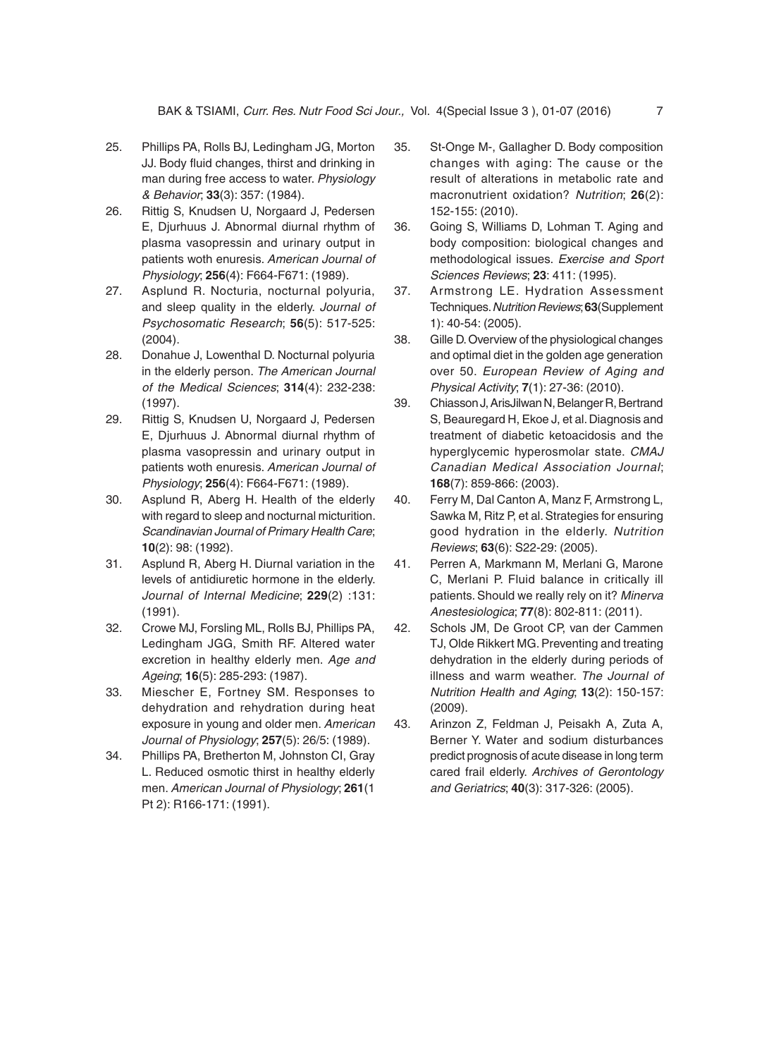25. Phillips PA, Rolls BJ, Ledingham JG, Morton JJ. Body fluid changes, thirst and drinking in man during free access to water. *Physiology & Behavior*; **33**(3): 357: (1984).
26. Rittig S, Knudsen U, Norgaard J, Pedersen E, Djurhuus J. Abnormal diurnal rhythm of plasma vasopressin and urinary output in patients woth enuresis. *American Journal of Physiology*; **256**(4): F664-F671: (1989).
27. Asplund R. Nocturia, nocturnal polyuria, and sleep quality in the elderly. *Journal of Psychosomatic Research*; **56**(5): 517-525: (2004).
28. Donahue J, Lowenthal D. Nocturnal polyuria in the elderly person. *The American Journal of the Medical Sciences*; **314**(4): 232-238: (1997).
29. Rittig S, Knudsen U, Norgaard J, Pedersen E, Djurhuus J. Abnormal diurnal rhythm of plasma vasopressin and urinary output in patients woth enuresis. *American Journal of Physiology*; **256**(4): F664-F671: (1989).
30. Asplund R, Aberg H. Health of the elderly with regard to sleep and nocturnal micturition. *Scandinavian Journal of Primary Health Care*; **10**(2): 98: (1992).
31. Asplund R, Aberg H. Diurnal variation in the levels of antidiuretic hormone in the elderly. *Journal of Internal Medicine*; **229**(2) :131: (1991).
32. Crowe MJ, Forsling ML, Rolls BJ, Phillips PA, Ledingham JGG, Smith RF. Altered water excretion in healthy elderly men. *Age and Ageing*; **16**(5): 285-293: (1987).
33. Miescher E, Fortney SM. Responses to dehydration and rehydration during heat exposure in young and older men. *American Journal of Physiology*; **257**(5): 26/5: (1989).
34. Phillips PA, Bretherton M, Johnston CI, Gray L. Reduced osmotic thirst in healthy elderly men. *American Journal of Physiology*; **261**(1 Pt 2): R166-171: (1991).
35. St-Onge M-, Gallagher D. Body composition changes with aging: The cause or the result of alterations in metabolic rate and macronutrient oxidation? *Nutrition*; **26**(2): 152-155: (2010).
36. Going S, Williams D, Lohman T. Aging and body composition: biological changes and methodological issues. *Exercise and Sport Sciences Reviews*; **23**: 411: (1995).
37. Armstrong LE. Hydration Assessment Techniques. *Nutrition Reviews*; **63**(Supplement 1): 40-54: (2005).
38. Gille D. Overview of the physiological changes and optimal diet in the golden age generation over 50. *European Review of Aging and Physical Activity*; **7**(1): 27-36: (2010).
39. Chiasson J, ArisJilwan N, Belanger R, Bertrand S, Beauregard H, Ekoe J, et al. Diagnosis and treatment of diabetic ketoacidosis and the hyperglycemic hyperosmolar state. *CMAJ Canadian Medical Association Journal*; **168**(7): 859-866: (2003).
40. Ferry M, Dal Canton A, Manz F, Armstrong L, Sawka M, Ritz P, et al. Strategies for ensuring good hydration in the elderly. *Nutrition Reviews*; **63**(6): S22-29: (2005).
41. Perren A, Markmann M, Merlani G, Marone C, Merlani P. Fluid balance in critically ill patients. Should we really rely on it? *Minerva Anestesiologica*; **77**(8): 802-811: (2011).
42. Schols JM, De Groot CP, van der Cammen TJ, Olde Rikkert MG. Preventing and treating dehydration in the elderly during periods of illness and warm weather. *The Journal of Nutrition Health and Aging*; **13**(2): 150-157: (2009).
43. Arinzon Z, Feldman J, Peisakh A, Zuta A, Berner Y. Water and sodium disturbances predict prognosis of acute disease in long term cared frail elderly. *Archives of Gerontology and Geriatrics*; **40**(3): 317-326: (2005).